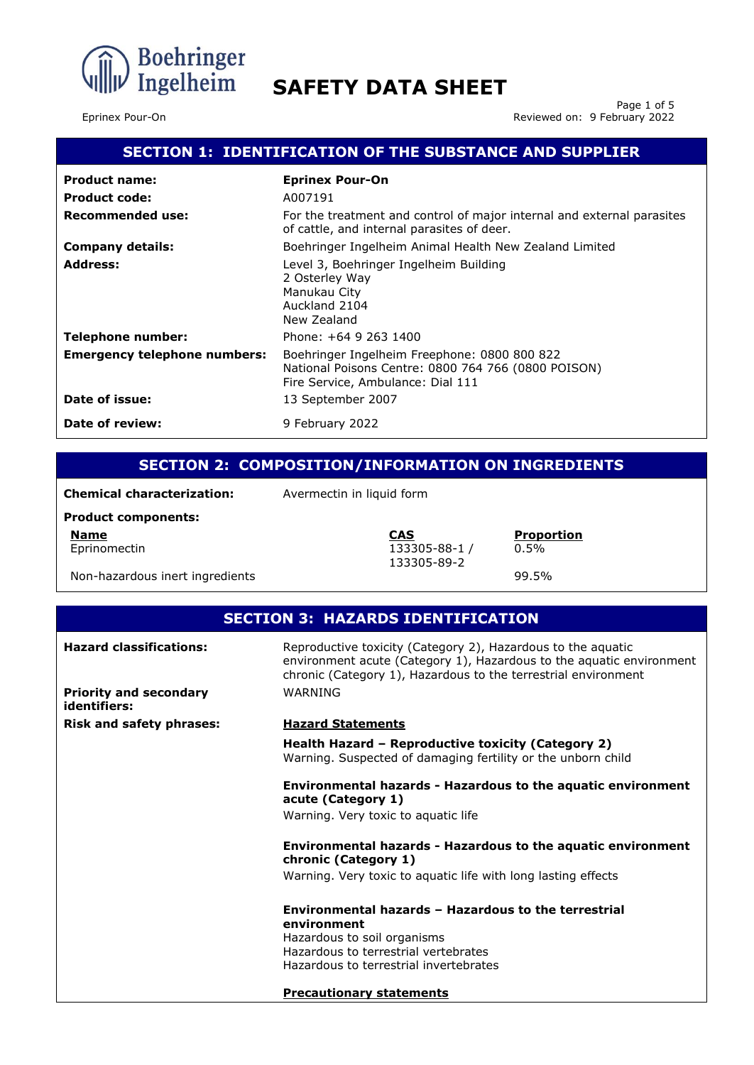# SAFETY DATA SHEET

Eprinex Pour-On

## SECTION 1: IDENTIFICATION OF THE SUBSTANCE AND SUPPLIER

| | |
|---|---|
| **Product name:** | **Eprinex Pour-On** |
| **Product code:** | A007191 |
| **Recommended use:** | For the treatment and control of major internal and external parasites of cattle, and internal parasites of deer. |
| **Company details:** | Boehringer Ingelheim Animal Health New Zealand Limited |
| **Address:** | Level 3, Boehringer Ingelheim Building<br>2 Osterley Way<br>Manukau City<br>Auckland 2104<br>New Zealand |
| **Telephone number:** | Phone: +64 9 263 1400 |
| **Emergency telephone numbers:** | Boehringer Ingelheim Freephone: 0800 800 822<br>National Poisons Centre: 0800 764 766 (0800 POISON)<br>Fire Service, Ambulance: Dial 111 |
| **Date of issue:** | 13 September 2007 |
| **Date of review:** | 9 February 2022 |

## SECTION 2: COMPOSITION/INFORMATION ON INGREDIENTS

**Chemical characterization:** Avermectin in liquid form

**Product components:**

| Name | CAS | Proportion |
|---|---|---|
| Eprinomectin | 133305-88-1 / 133305-89-2 | 0.5% |
| Non-hazardous inert ingredients | | 99.5% |

## SECTION 3: HAZARDS IDENTIFICATION

**Hazard classifications:** Reproductive toxicity (Category 2), Hazardous to the aquatic environment acute (Category 1), Hazardous to the aquatic environment chronic (Category 1), Hazardous to the terrestrial environment

**Priority and secondary identifiers:** WARNING

**Risk and safety phrases:**

<u>**Hazard Statements**</u>

**Health Hazard – Reproductive toxicity (Category 2)**
Warning. Suspected of damaging fertility or the unborn child

**Environmental hazards - Hazardous to the aquatic environment acute (Category 1)**
Warning. Very toxic to aquatic life

**Environmental hazards - Hazardous to the aquatic environment chronic (Category 1)**
Warning. Very toxic to aquatic life with long lasting effects

**Environmental hazards – Hazardous to the terrestrial environment**
Hazardous to soil organisms
Hazardous to terrestrial vertebrates
Hazardous to terrestrial invertebrates

<u>**Precautionary statements**</u>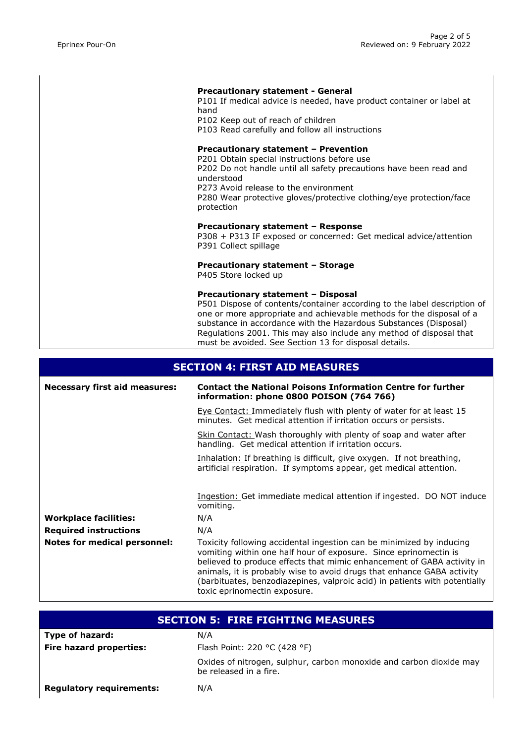**Precautionary statement - General**
P101 If medical advice is needed, have product container or label at hand
P102 Keep out of reach of children
P103 Read carefully and follow all instructions

**Precautionary statement – Prevention**
P201 Obtain special instructions before use
P202 Do not handle until all safety precautions have been read and understood
P273 Avoid release to the environment
P280 Wear protective gloves/protective clothing/eye protection/face protection

**Precautionary statement – Response**
P308 + P313 IF exposed or concerned: Get medical advice/attention
P391 Collect spillage

**Precautionary statement – Storage**
P405 Store locked up

**Precautionary statement – Disposal**
P501 Dispose of contents/container according to the label description of one or more appropriate and achievable methods for the disposal of a substance in accordance with the Hazardous Substances (Disposal) Regulations 2001. This may also include any method of disposal that must be avoided. See Section 13 for disposal details.

## SECTION 4: FIRST AID MEASURES

| | |
|---|---|
| **Necessary first aid measures:** | **Contact the National Poisons Information Centre for further information: phone 0800 POISON (764 766)**<br><br>Eye Contact: Immediately flush with plenty of water for at least 15 minutes. Get medical attention if irritation occurs or persists.<br><br>Skin Contact: Wash thoroughly with plenty of soap and water after handling. Get medical attention if irritation occurs.<br><br>Inhalation: If breathing is difficult, give oxygen. If not breathing, artificial respiration. If symptoms appear, get medical attention.<br><br>Ingestion: Get immediate medical attention if ingested. DO NOT induce vomiting. |
| **Workplace facilities:** | N/A |
| **Required instructions** | N/A |
| **Notes for medical personnel:** | Toxicity following accidental ingestion can be minimized by inducing vomiting within one half hour of exposure. Since eprinomectin is believed to produce effects that mimic enhancement of GABA activity in animals, it is probably wise to avoid drugs that enhance GABA activity (barbituates, benzodiazepines, valproic acid) in patients with potentially toxic eprinomectin exposure. |

## SECTION 5: FIRE FIGHTING MEASURES

| | |
|---|---|
| **Type of hazard:** | N/A |
| **Fire hazard properties:** | Flash Point: 220 °C (428 °F)<br><br>Oxides of nitrogen, sulphur, carbon monoxide and carbon dioxide may be released in a fire. |
| **Regulatory requirements:** | N/A |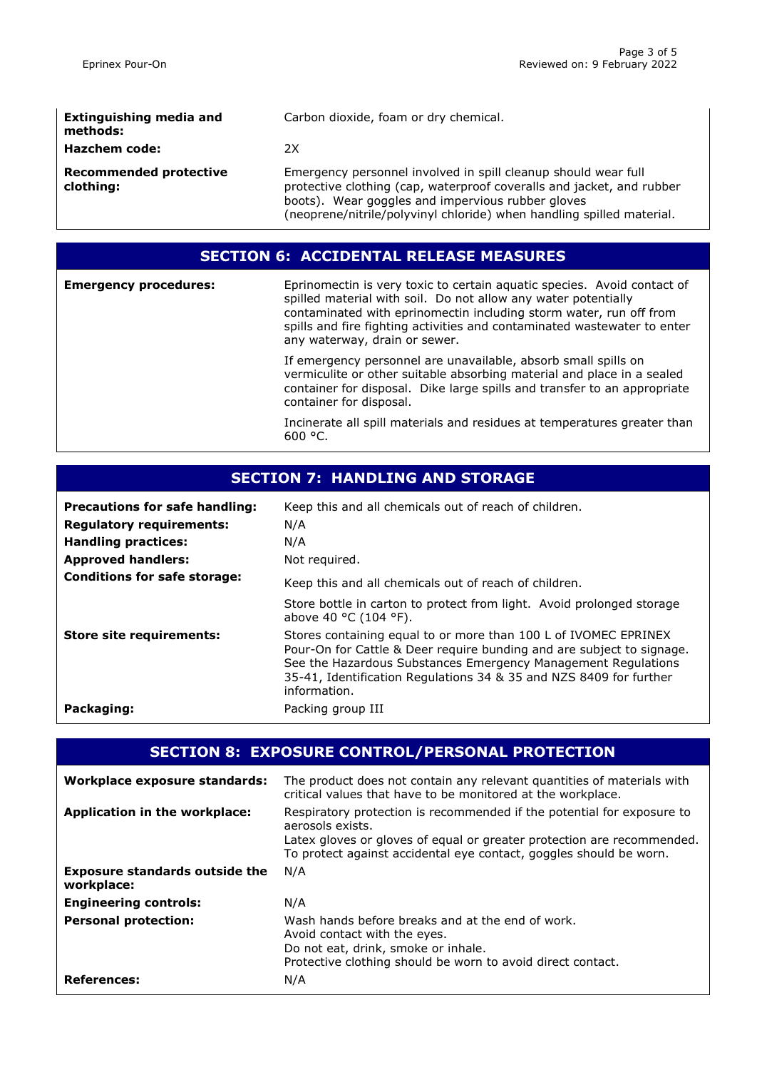| | |
|---|---|
| **Extinguishing media and methods:** | Carbon dioxide, foam or dry chemical. |
| **Hazchem code:** | 2X |
| **Recommended protective clothing:** | Emergency personnel involved in spill cleanup should wear full protective clothing (cap, waterproof coveralls and jacket, and rubber boots). Wear goggles and impervious rubber gloves (neoprene/nitrile/polyvinyl chloride) when handling spilled material. |

## SECTION 6: ACCIDENTAL RELEASE MEASURES

| | |
|---|---|
| **Emergency procedures:** | Eprinomectin is very toxic to certain aquatic species. Avoid contact of spilled material with soil. Do not allow any water potentially contaminated with eprinomectin including storm water, run off from spills and fire fighting activities and contaminated wastewater to enter any waterway, drain or sewer.<br><br>If emergency personnel are unavailable, absorb small spills on vermiculite or other suitable absorbing material and place in a sealed container for disposal. Dike large spills and transfer to an appropriate container for disposal.<br><br>Incinerate all spill materials and residues at temperatures greater than 600 °C. |

## SECTION 7: HANDLING AND STORAGE

| | |
|---|---|
| **Precautions for safe handling:** | Keep this and all chemicals out of reach of children. |
| **Regulatory requirements:** | N/A |
| **Handling practices:** | N/A |
| **Approved handlers:** | Not required. |
| **Conditions for safe storage:** | Keep this and all chemicals out of reach of children.<br><br>Store bottle in carton to protect from light. Avoid prolonged storage above 40 °C (104 °F). |
| **Store site requirements:** | Stores containing equal to or more than 100 L of IVOMEC EPRINEX Pour-On for Cattle & Deer require bunding and are subject to signage. See the Hazardous Substances Emergency Management Regulations 35-41, Identification Regulations 34 & 35 and NZS 8409 for further information. |
| **Packaging:** | Packing group III |

## SECTION 8: EXPOSURE CONTROL/PERSONAL PROTECTION

| | |
|---|---|
| **Workplace exposure standards:** | The product does not contain any relevant quantities of materials with critical values that have to be monitored at the workplace. |
| **Application in the workplace:** | Respiratory protection is recommended if the potential for exposure to aerosols exists.<br>Latex gloves or gloves of equal or greater protection are recommended.<br>To protect against accidental eye contact, goggles should be worn. |
| **Exposure standards outside the workplace:** | N/A |
| **Engineering controls:** | N/A |
| **Personal protection:** | Wash hands before breaks and at the end of work.<br>Avoid contact with the eyes.<br>Do not eat, drink, smoke or inhale.<br>Protective clothing should be worn to avoid direct contact. |
| **References:** | N/A |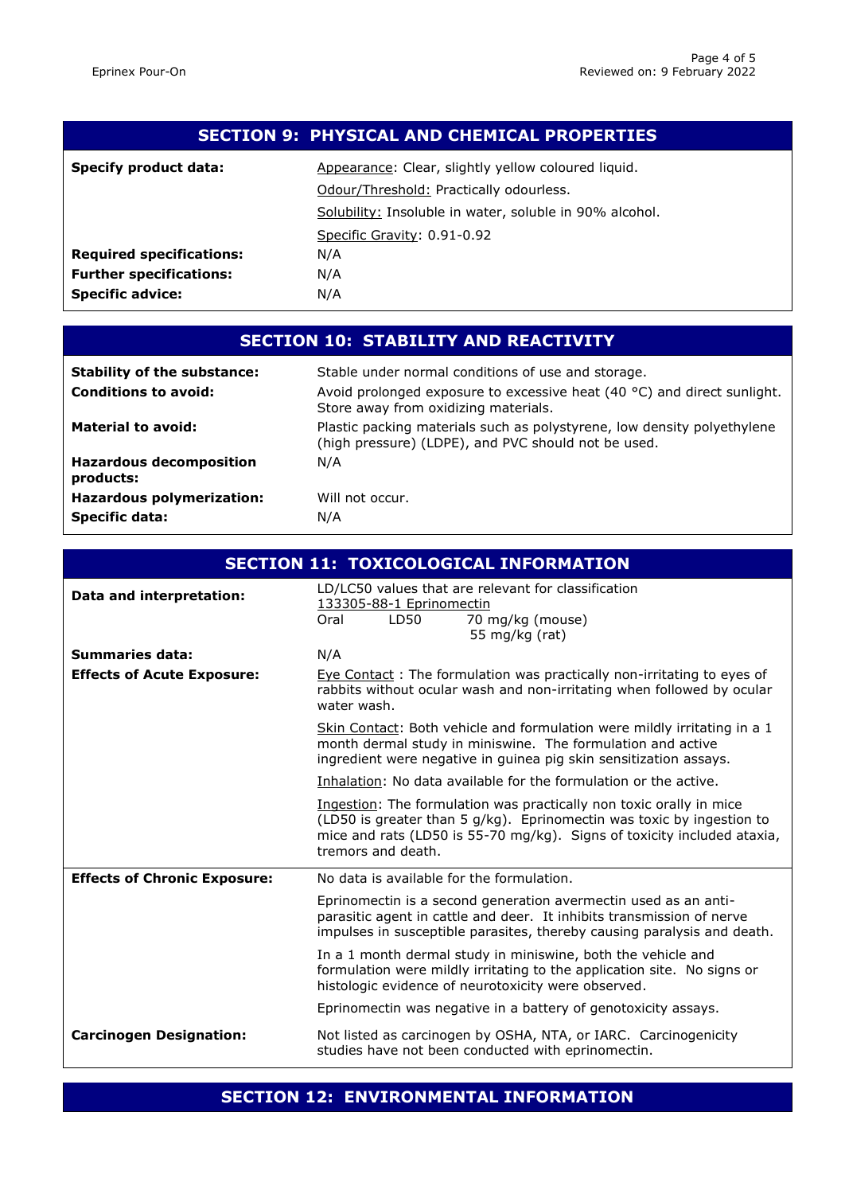## SECTION 9: PHYSICAL AND CHEMICAL PROPERTIES

| | |
|---|---|
| **Specify product data:** | Appearance: Clear, slightly yellow coloured liquid.<br>Odour/Threshold: Practically odourless.<br>Solubility: Insoluble in water, soluble in 90% alcohol.<br>Specific Gravity: 0.91-0.92 |
| **Required specifications:** | N/A |
| **Further specifications:** | N/A |
| **Specific advice:** | N/A |

## SECTION 10: STABILITY AND REACTIVITY

| | |
|---|---|
| **Stability of the substance:** | Stable under normal conditions of use and storage. |
| **Conditions to avoid:** | Avoid prolonged exposure to excessive heat (40 °C) and direct sunlight. Store away from oxidizing materials. |
| **Material to avoid:** | Plastic packing materials such as polystyrene, low density polyethylene (high pressure) (LDPE), and PVC should not be used. |
| **Hazardous decomposition products:** | N/A |
| **Hazardous polymerization:** | Will not occur. |
| **Specific data:** | N/A |

## SECTION 11: TOXICOLOGICAL INFORMATION

| | |
|---|---|
| **Data and interpretation:** | LD/LC50 values that are relevant for classification<br>133305-88-1 Eprinomectin<br>Oral LD50 70 mg/kg (mouse)<br>55 mg/kg (rat) |
| **Summaries data:** | N/A |
| **Effects of Acute Exposure:** | Eye Contact : The formulation was practically non-irritating to eyes of rabbits without ocular wash and non-irritating when followed by ocular water wash.<br><br>Skin Contact: Both vehicle and formulation were mildly irritating in a 1 month dermal study in miniswine. The formulation and active ingredient were negative in guinea pig skin sensitization assays.<br><br>Inhalation: No data available for the formulation or the active.<br><br>Ingestion: The formulation was practically non toxic orally in mice (LD50 is greater than 5 g/kg). Eprinomectin was toxic by ingestion to mice and rats (LD50 is 55-70 mg/kg). Signs of toxicity included ataxia, tremors and death. |
| **Effects of Chronic Exposure:** | No data is available for the formulation.<br><br>Eprinomectin is a second generation avermectin used as an anti-parasitic agent in cattle and deer. It inhibits transmission of nerve impulses in susceptible parasites, thereby causing paralysis and death.<br><br>In a 1 month dermal study in miniswine, both the vehicle and formulation were mildly irritating to the application site. No signs or histologic evidence of neurotoxicity were observed.<br><br>Eprinomectin was negative in a battery of genotoxicity assays. |
| **Carcinogen Designation:** | Not listed as carcinogen by OSHA, NTA, or IARC. Carcinogenicity studies have not been conducted with eprinomectin. |

## SECTION 12: ENVIRONMENTAL INFORMATION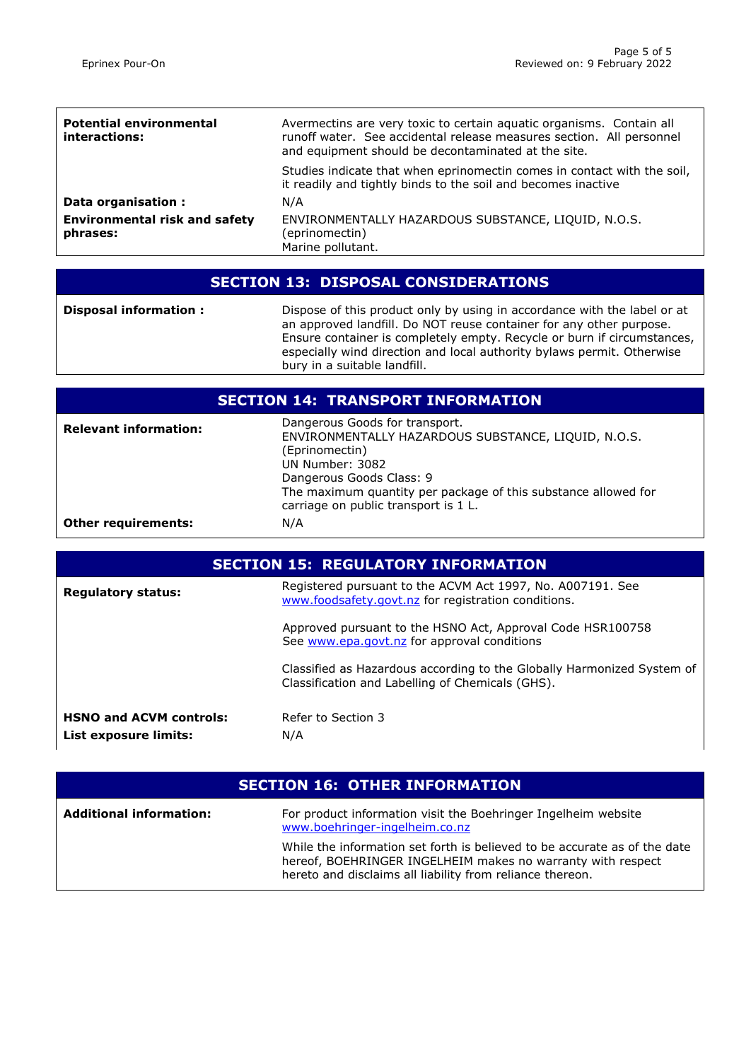| | |
|---|---|
| **Potential environmental interactions:** | Avermectins are very toxic to certain aquatic organisms. Contain all runoff water. See accidental release measures section. All personnel and equipment should be decontaminated at the site.<br><br>Studies indicate that when eprinomectin comes in contact with the soil, it readily and tightly binds to the soil and becomes inactive |
| **Data organisation :** | N/A |
| **Environmental risk and safety phrases:** | ENVIRONMENTALLY HAZARDOUS SUBSTANCE, LIQUID, N.O.S. (eprinomectin)<br>Marine pollutant. |

## SECTION 13: DISPOSAL CONSIDERATIONS

| | |
|---|---|
| **Disposal information :** | Dispose of this product only by using in accordance with the label or at an approved landfill. Do NOT reuse container for any other purpose. Ensure container is completely empty. Recycle or burn if circumstances, especially wind direction and local authority bylaws permit. Otherwise bury in a suitable landfill. |

## SECTION 14: TRANSPORT INFORMATION

| | |
|---|---|
| **Relevant information:** | Dangerous Goods for transport.<br>ENVIRONMENTALLY HAZARDOUS SUBSTANCE, LIQUID, N.O.S. (Eprinomectin)<br>UN Number: 3082<br>Dangerous Goods Class: 9<br>The maximum quantity per package of this substance allowed for carriage on public transport is 1 L. |
| **Other requirements:** | N/A |

## SECTION 15: REGULATORY INFORMATION

| | |
|---|---|
| **Regulatory status:** | Registered pursuant to the ACVM Act 1997, No. A007191. See www.foodsafety.govt.nz for registration conditions.<br><br>Approved pursuant to the HSNO Act, Approval Code HSR100758 See www.epa.govt.nz for approval conditions<br><br>Classified as Hazardous according to the Globally Harmonized System of Classification and Labelling of Chemicals (GHS). |
| **HSNO and ACVM controls:** | Refer to Section 3 |
| **List exposure limits:** | N/A |

## SECTION 16: OTHER INFORMATION

| | |
|---|---|
| **Additional information:** | For product information visit the Boehringer Ingelheim website www.boehringer-ingelheim.co.nz<br><br>While the information set forth is believed to be accurate as of the date hereof, BOEHRINGER INGELHEIM makes no warranty with respect hereto and disclaims all liability from reliance thereon. |